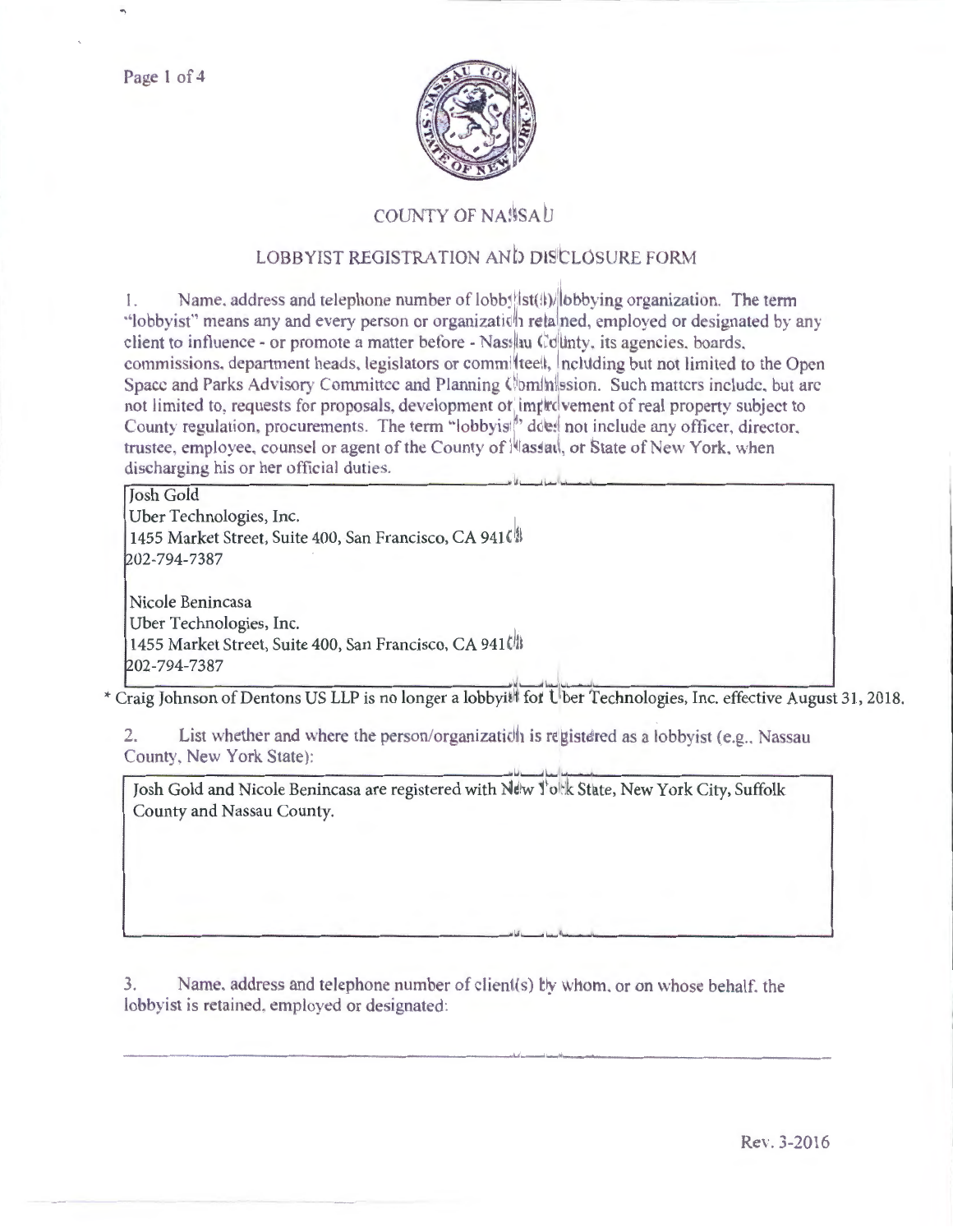# COUNTY OF NASSAU

## LOBBYIST REGISTRATION AND DISCLOSURE FORM

1. Name, address and telephone number of lobbyist(s)/lobbying organization. The term "lobbyist" means any and every person or organization retained, employed or designated by any client to influence - or promote a matter before - Nassau County, its agencies, boards, commissions, department heads, legislators or committees, including but not limited to the Open Space and Parks Advisory Committee and Planning Commission. Such matters include, but are not limited to, requests for proposals, development or improvement of real property subject to County regulation, procurements. The term "lobbyist" does not include any officer, director, trustee, employee, counsel or agent of the County of Nassau, or State of New York, when discharging his or her official duties.

Josh Gold
Uber Technologies, Inc.
1455 Market Street, Suite 400, San Francisco, CA 94103
202-794-7387

Nicole Benincasa
Uber Technologies, Inc.
1455 Market Street, Suite 400, San Francisco, CA 94103
202-794-7387

* Craig Johnson of Dentons US LLP is no longer a lobbyist for Uber Technologies, Inc. effective August 31, 2018.

2. List whether and where the person/organization is registered as a lobbyist (e.g., Nassau County, New York State):

Josh Gold and Nicole Benincasa are registered with New York State, New York City, Suffolk County and Nassau County.

3. Name, address and telephone number of client(s) by whom, or on whose behalf, the lobbyist is retained, employed or designated:

Rev. 3-2016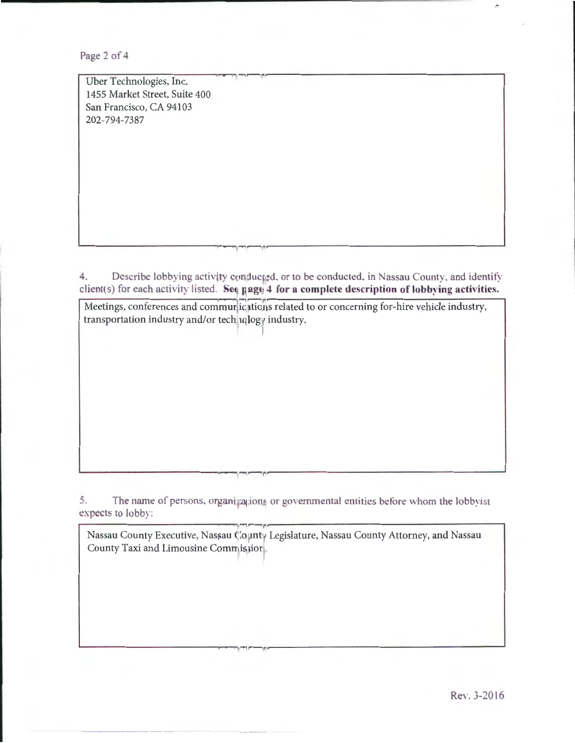Uber Technologies, Inc.
1455 Market Street, Suite 400
San Francisco, CA 94103
202-794-7387

4. Describe lobbying activity conducted, or to be conducted, in Nassau County, and identify client(s) for each activity listed. **See page 4 for a complete description of lobbying activities.**

Meetings, conferences and communications related to or concerning for-hire vehicle industry, transportation industry and/or technology industry.

5. The name of persons, organizations or governmental entities before whom the lobbyist expects to lobby:

Nassau County Executive, Nassau County Legislature, Nassau County Attorney, and Nassau County Taxi and Limousine Commission.

Rev. 3-2016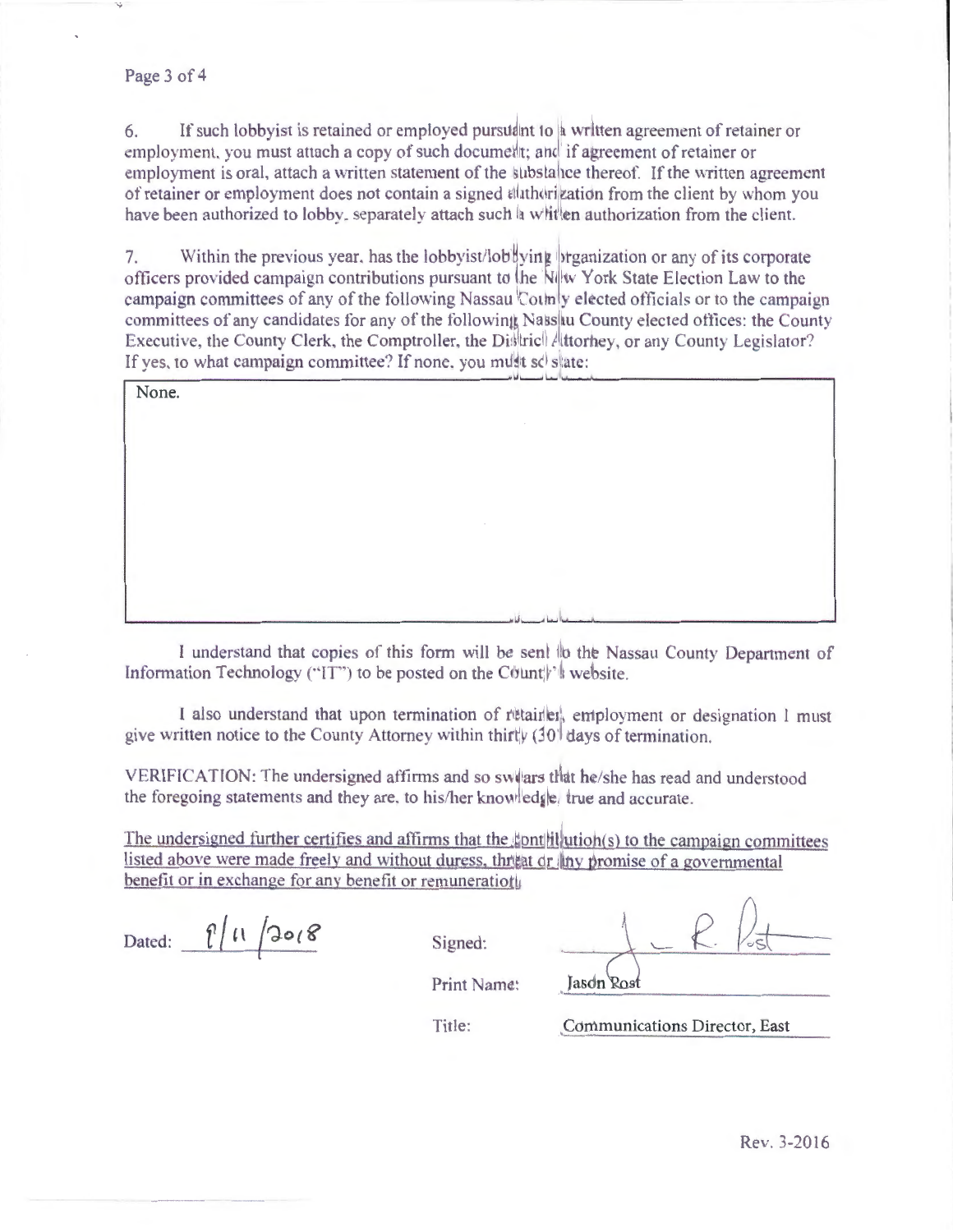6. If such lobbyist is retained or employed pursuant to a written agreement of retainer or employment, you must attach a copy of such document; and if agreement of retainer or employment is oral, attach a written statement of the substance thereof. If the written agreement of retainer or employment does not contain a signed authorization from the client by whom you have been authorized to lobby, separately attach such a written authorization from the client.

7. Within the previous year, has the lobbyist/lobbying organization or any of its corporate officers provided campaign contributions pursuant to the New York State Election Law to the campaign committees of any of the following Nassau County elected officials or to the campaign committees of any candidates for any of the following Nassau County elected offices: the County Executive, the County Clerk, the Comptroller, the District Attorney, or any County Legislator? If yes, to what campaign committee? If none, you must so state:

None.

I understand that copies of this form will be sent to the Nassau County Department of Information Technology ("IT") to be posted on the County's website.

I also understand that upon termination of retainer, employment or designation I must give written notice to the County Attorney within thirty (30) days of termination.

VERIFICATION: The undersigned affirms and so swears that he/she has read and understood the foregoing statements and they are, to his/her knowledge, true and accurate.

The undersigned further certifies and affirms that the contribution(s) to the campaign committees listed above were made freely and without duress, threat or any promise of a governmental benefit or in exchange for any benefit or remuneration.

Dated: 8/11/2018

Signed: J. R. Rost

Print Name: Jason Rost

Title: Communications Director, East

Rev. 3-2016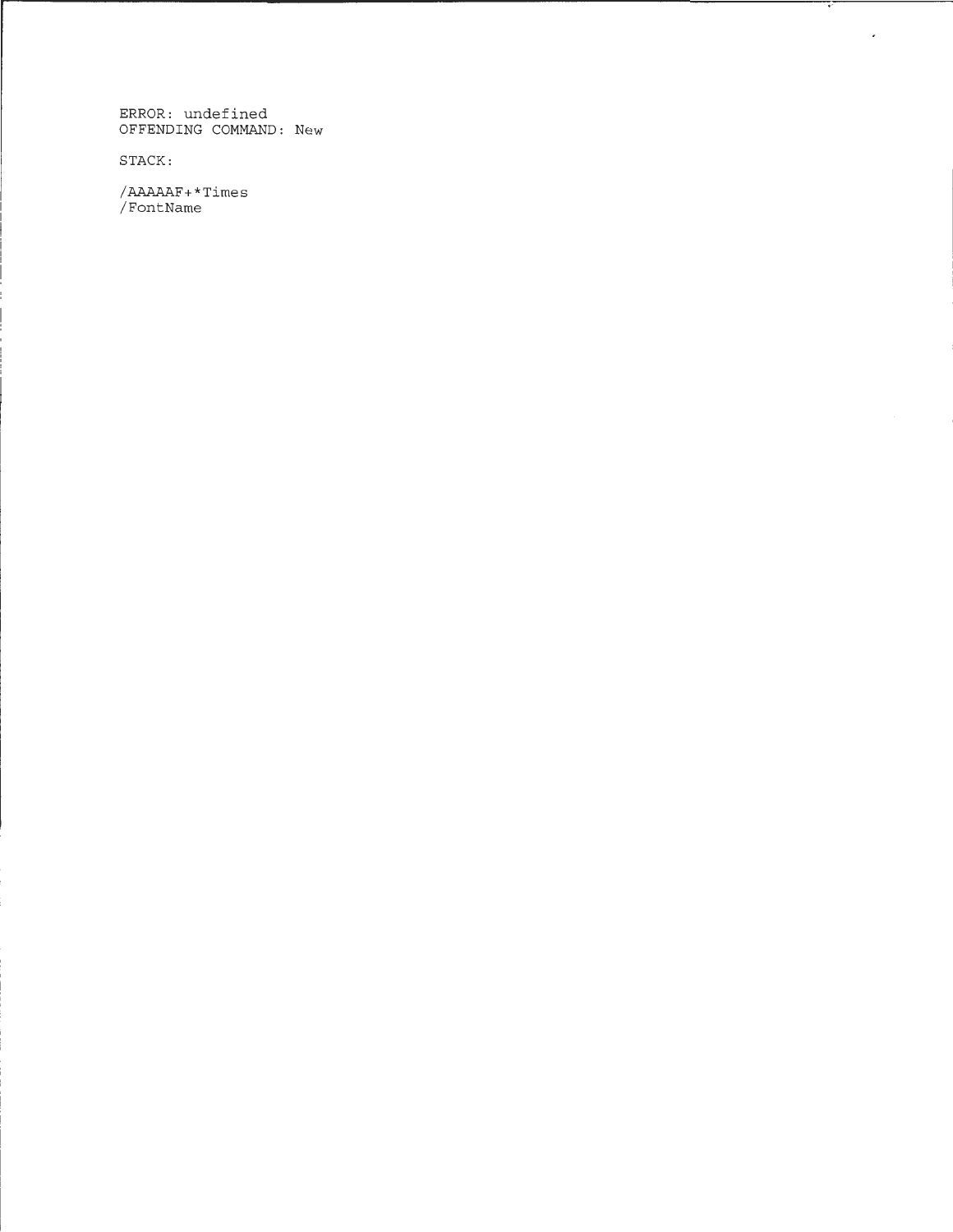ERROR: undefined
OFFENDING COMMAND: New

STACK:

/AAAAAF+*Times
/FontName